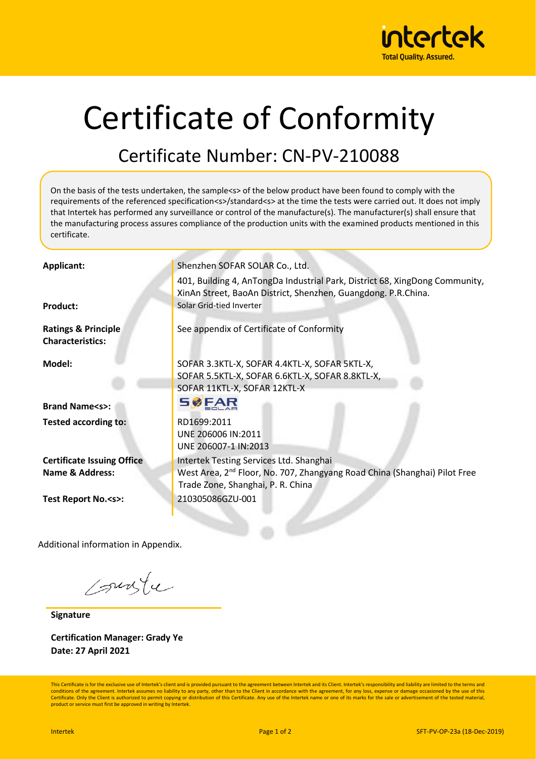# Certificate of Conformity

## Certificate Number: CN-PV-210088

On the basis of the tests undertaken, the sample<s> of the below product have been found to comply with the requirements of the referenced specification<s>/standard<s> at the time the tests were carried out. It does not imply that Intertek has performed any surveillance or control of the manufacture(s). The manufacturer(s) shall ensure that the manufacturing process assures compliance of the production units with the examined products mentioned in this certificate.

| | |
|---|---|
| **Applicant:** | Shenzhen SOFAR SOLAR Co., Ltd.<br>401, Building 4, AnTongDa Industrial Park, District 68, XingDong Community, XinAn Street, BaoAn District, Shenzhen, Guangdong. P.R.China. |
| **Product:** | Solar Grid-tied Inverter |
| **Ratings & Principle Characteristics:** | See appendix of Certificate of Conformity |
| **Model:** | SOFAR 3.3KTL-X, SOFAR 4.4KTL-X, SOFAR 5KTL-X, SOFAR 5.5KTL-X, SOFAR 6.6KTL-X, SOFAR 8.8KTL-X, SOFAR 11KTL-X, SOFAR 12KTL-X |
| **Brand Name<s>:** | SOFAR SOLAR |
| **Tested according to:** | RD1699:2011<br>UNE 206006 IN:2011<br>UNE 206007-1 IN:2013 |
| **Certificate Issuing Office Name & Address:** | Intertek Testing Services Ltd. Shanghai<br>West Area, 2nd Floor, No. 707, Zhangyang Road China (Shanghai) Pilot Free Trade Zone, Shanghai, P. R. China |
| **Test Report No.<s>:** | 210305086GZU-001 |

Additional information in Appendix.

**Signature**

**Certification Manager: Grady Ye**
**Date: 27 April 2021**

This Certificate is for the exclusive use of Intertek's client and is provided pursuant to the agreement between Intertek and its Client. Intertek's responsibility and liability are limited to the terms and conditions of the agreement. Intertek assumes no liability to any party, other than to the Client in accordance with the agreement, for any loss, expense or damage occasioned by the use of this Certificate. Only the Client is authorized to permit copying or distribution of this Certificate. Any use of the Intertek name or one of its marks for the sale or advertisement of the tested material, product or service must first be approved in writing by Intertek.

SFT-PV-OP-23a (18-Dec-2019)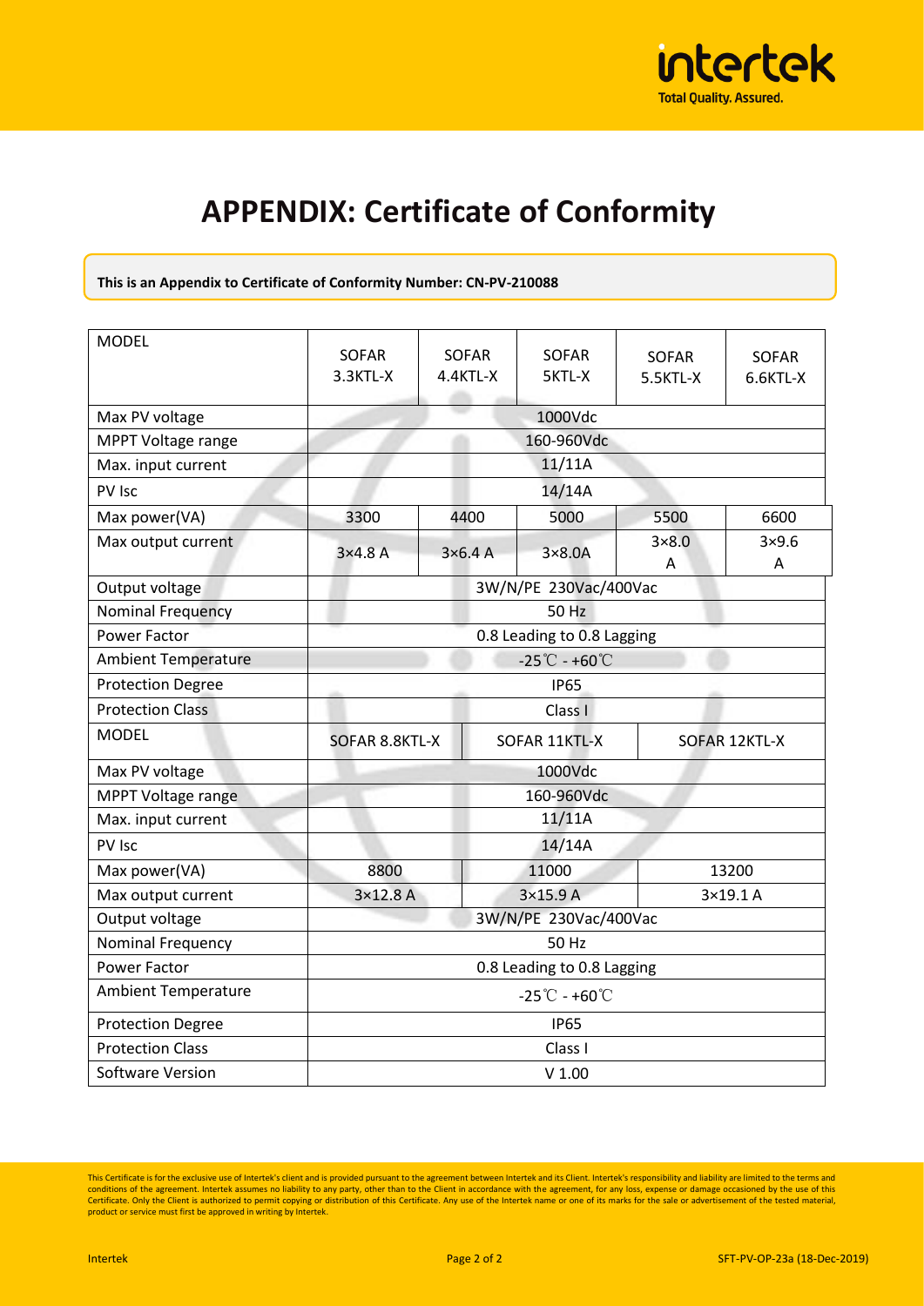# APPENDIX: Certificate of Conformity

**This is an Appendix to Certificate of Conformity Number: CN-PV-210088**

| MODEL | SOFAR 3.3KTL-X | SOFAR 4.4KTL-X | SOFAR 5KTL-X | SOFAR 5.5KTL-X | SOFAR 6.6KTL-X |
|---|---|---|---|---|---|
| Max PV voltage | 1000Vdc | | | | |
| MPPT Voltage range | 160-960Vdc | | | | |
| Max. input current | 11/11A | | | | |
| PV Isc | 14/14A | | | | |
| Max power(VA) | 3300 | 4400 | 5000 | 5500 | 6600 |
| Max output current | 3×4.8 A | 3×6.4 A | 3×8.0A | 3×8.0 A | 3×9.6 A |
| Output voltage | 3W/N/PE 230Vac/400Vac | | | | |
| Nominal Frequency | 50 Hz | | | | |
| Power Factor | 0.8 Leading to 0.8 Lagging | | | | |
| Ambient Temperature | -25℃ - +60℃ | | | | |
| Protection Degree | IP65 | | | | |
| Protection Class | Class I | | | | |

| MODEL | SOFAR 8.8KTL-X | SOFAR 11KTL-X | SOFAR 12KTL-X |
|---|---|---|---|
| Max PV voltage | 1000Vdc | | |
| MPPT Voltage range | 160-960Vdc | | |
| Max. input current | 11/11A | | |
| PV Isc | 14/14A | | |
| Max power(VA) | 8800 | 11000 | 13200 |
| Max output current | 3×12.8 A | 3×15.9 A | 3×19.1 A |
| Output voltage | 3W/N/PE 230Vac/400Vac | | |
| Nominal Frequency | 50 Hz | | |
| Power Factor | 0.8 Leading to 0.8 Lagging | | |
| Ambient Temperature | -25℃ - +60℃ | | |
| Protection Degree | IP65 | | |
| Protection Class | Class I | | |
| Software Version | V 1.00 | | |

This Certificate is for the exclusive use of Intertek's client and is provided pursuant to the agreement between Intertek and its Client. Intertek's responsibility and liability are limited to the terms and conditions of the agreement. Intertek assumes no liability to any party, other than to the Client in accordance with the agreement, for any loss, expense or damage occasioned by the use of this Certificate. Only the Client is authorized to permit copying or distribution of this Certificate. Any use of the Intertek name or one of its marks for the sale or advertisement of the tested material, product or service must first be approved in writing by Intertek.

Intertek SFT-PV-OP-23a (18-Dec-2019)